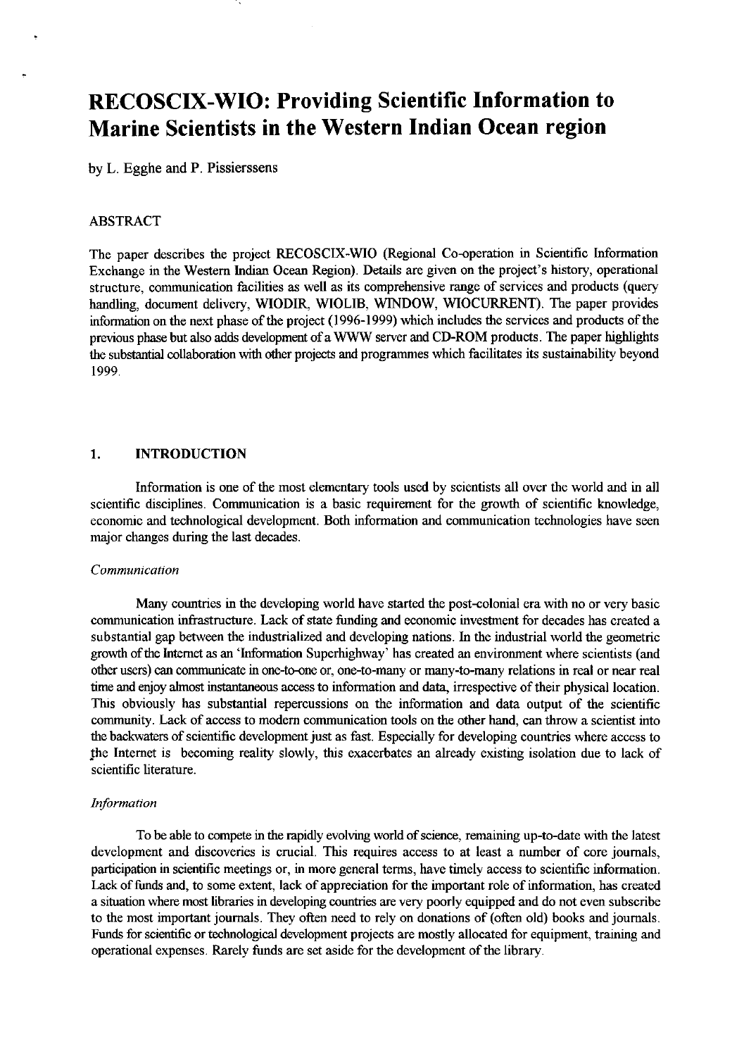# RECOSCIX-WIO: Providing Scientific Information to Marine Scientists in the Western Indian Ocean region

by L. Egghe and P. Pissierssens

## ABSTRACT

The paper describes the project RECOSCIX-WIO (Regional Co-operation in Scientific Information Exchange in the Western Indian Ocean Region). Details are given on the project's history, operational structure, communication facilities as well as its comprehensive range of services and products (query handling, document delivery, WIODIR, WIOLIB, WINDOW, WIOCURRENT). The paper provides information on the next phase of the project (1996-1999) which includes the services and products of the previous phase but also adds development of a WWW server and CD-ROM products. The paper highlights the substantial collaboration with other projects and programmes which facilitates its sustainability beyond 1999.

## 1. INTRODUCTION

Information is one of the most elementary tools used by scientists all over the world and in all scientific disciplines. Communication is a basic requirement for the growth of scientific knowledge, economic and technological development. Both information and communication technologies have seen major changes during the last decades.

### *Communication*

Many countries in the developing world have started the post-colonial era with no or very basic communication infrastructure. Lack of state funding and economic investment for decades has created a substantial gap between the industrialized and developing nations. In the industrial world the geometric growth of the Internet as an 'Information Superhighway' has created an environment where scientists (and other users) can communicate in one-to-one or, one-to-many or many-to-many relations in real or near real time and enjoy almost instantaneous access to information and data, irrespective of their physical location. This obviously has substantial repercussions on the information and data output of the scientific community. Lack of access to modern communication tools on the other hand, can throw a scientist into the backwaters of scientific development just as fast. Especially for developing countries where access to the Internet is becoming reality slowly, this exacerbates an already existing isolation due to lack of scientific literature.

### *Information*

To be able to compete in the rapidly evolving world of science, remaining up-to-date with the latest development and discoveries is crucial. This requires access to at least a number of core journals, participation in scientific meetings or, in more general terms, have timely access to scientific information. Lack of funds and, to some extent, lack of appreciation for the important role of information, has created a situation where most libraries in developing countries are very poorly equipped and do not even subscribe to the most important journals. They often need to rely on donations of (often old) books and journals. Funds for scientific or technological development projects are mostly allocated for equipment, training and operational expenses. Rarely funds are set aside for the development of the library.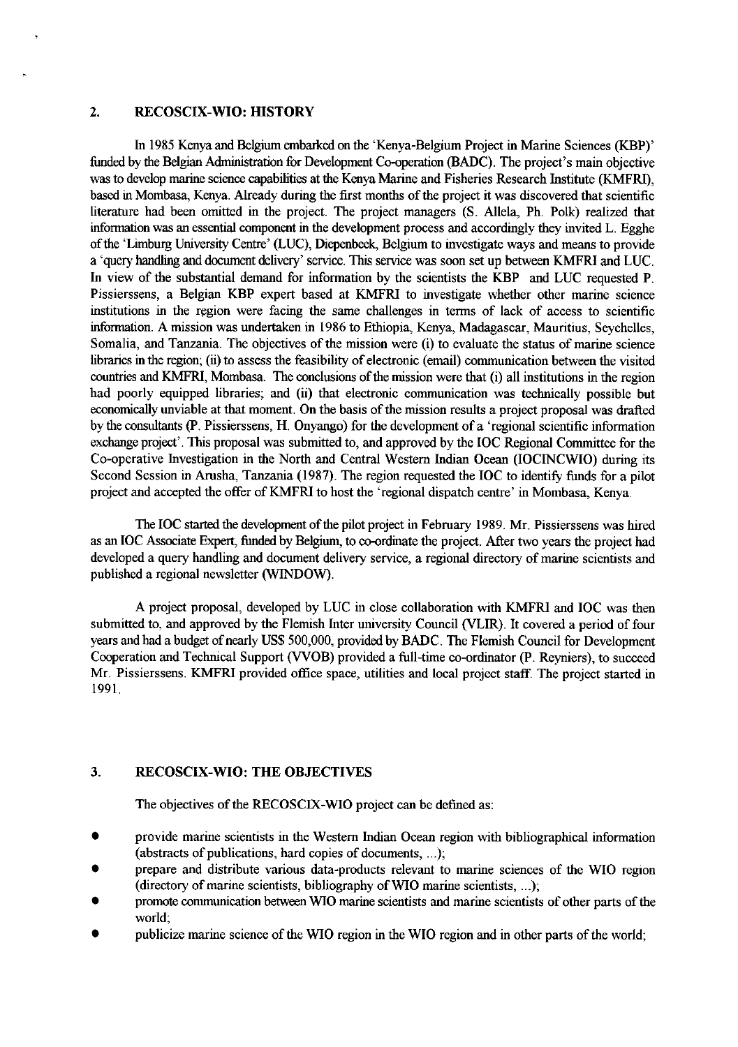## 2. RECOSCIX-WIO: HISTORY

In 1985 Kenya and Belgium embarked on the 'Kenya-Belgium Project in Marine Sciences (KBP)' funded by the Belgian Administration for Development Co-operation (BADC). The project's main objective was to develop marine science capabilities at the Kenya Marine and Fisheries Research Institute (KMFRI), based in Mombasa, Kenya. Already during the first months of the project it was discovered that scientific literature had been omitted in the project. The project managers (S. Allela, Ph. Polk) realized that information was an essential component in the development process and accordingly they invited L. Egghe of the 'Limburg University Centre' (LUC), Diepenbeek, Belgium to investigate ways and means to provide a 'query handling and document delivery' service. This service was soon set up between KMFRI and LUC. In view of the substantial demand for information by the scientists the KBP and LUC requested P. Pissierssens, a Belgian KBP expert based at KMFRI to investigate whether other marine science institutions in the region were facing the same challenges in terms of lack of access to scientific information. A mission was undertaken in 1986 to Ethiopia, Kenya, Madagascar, Mauritius, Seychelles, Somalia, and Tanzania. The objectives of the mission were (i) to evaluate the status of marine science libraries in the region; (ii) to assess the feasibility of electronic (email) communication between the visited countries and KMFRI, Mombasa. The conclusions of the mission were that (i) all institutions in the region had poorly equipped libraries; and (ii) that electronic communication was technically possible but economically unviable at that moment. On the basis of the mission results a project proposal was drafted by the consultants (P. Pissierssens, H. Onyango) for the development of a 'regional scientific information exchange project'. This proposal was submitted to, and approved by the IOC Regional Committee for the Co-operative Investigation in the North and Central Western Indian Ocean (IOCINCWIO) during its Second Session in Arusha, Tanzania (1987). The region requested the IOC to identify funds for a pilot project and accepted the offer of KMFRI to host the 'regional dispatch centre' in Mombasa, Kenya.

The IOC started the development of the pilot project in February 1989. Mr. Pissierssens was hired as an IOC Associate Expert, funded by Belgium, to co-ordinate the project. After two years the project had developed a query handling and document delivery service, a regional directory of marine scientists and published a regional newsletter (WINDOW).

A project proposal, developed by LUC in close collaboration with KMFRI and IOC was then submitted to, and approved by the Flemish Inter university Council (VLIR). It covered a period of four years and had a budget of nearly US$ 500,000, provided by BADC. The Flemish Council for Development Cooperation and Technical Support (VVOB) provided a full-time co-ordinator (P. Reyniers), to succeed Mr. Pissierssens. KMFRI provided office space, utilities and local project staff. The project started in 1991.

## 3. RECOSCIX-WIO: THE OBJECTIVES

The objectives of the RECOSCIX-WIO project can be defined as:

- provide marine scientists in the Western Indian Ocean region with bibliographical information (abstracts of publications, hard copies of documents, ...);
- prepare and distribute various data-products relevant to marine sciences of the WIO region (directory of marine scientists, bibliography of WIO marine scientists, ...);
- promote communication between WIO marine scientists and marine scientists of other parts of the world;
- publicize marine science of the WIO region in the WIO region and in other parts of the world;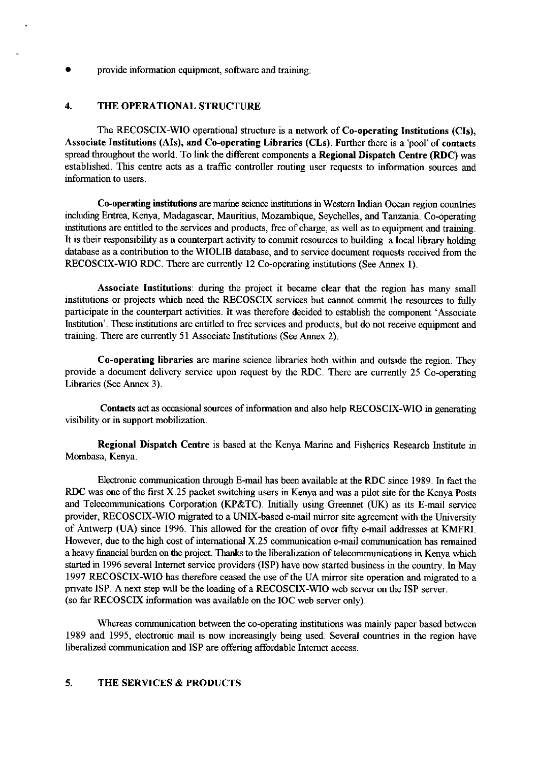- provide information equipment, software and training.

## 4. THE OPERATIONAL STRUCTURE

The RECOSCIX-WIO operational structure is a network of **Co-operating Institutions (CIs), Associate Institutions (AIs), and Co-operating Libraries (CLs)**. Further there is a 'pool' of **contacts** spread throughout the world. To link the different components a **Regional Dispatch Centre (RDC)** was established. This centre acts as a traffic controller routing user requests to information sources and information to users.

**Co-operating institutions** are marine science institutions in Western Indian Ocean region countries including Eritrea, Kenya, Madagascar, Mauritius, Mozambique, Seychelles, and Tanzania. Co-operating institutions are entitled to the services and products, free of charge, as well as to equipment and training. It is their responsibility as a counterpart activity to commit resources to building a local library holding database as a contribution to the WIOLIB database, and to service document requests received from the RECOSCIX-WIO RDC. There are currently 12 Co-operating institutions (See Annex 1).

**Associate Institutions**: during the project it became clear that the region has many small institutions or projects which need the RECOSCIX services but cannot commit the resources to fully participate in the counterpart activities. It was therefore decided to establish the component 'Associate Institution'. These institutions are entitled to free services and products, but do not receive equipment and training. There are currently 51 Associate Institutions (See Annex 2).

**Co-operating libraries** are marine science libraries both within and outside the region. They provide a document delivery service upon request by the RDC. There are currently 25 Co-operating Libraries (See Annex 3).

**Contacts** act as occasional sources of information and also help RECOSCIX-WIO in generating visibility or in support mobilization.

**Regional Dispatch Centre** is based at the Kenya Marine and Fisheries Research Institute in Mombasa, Kenya.

Electronic communication through E-mail has been available at the RDC since 1989. In fact the RDC was one of the first X.25 packet switching users in Kenya and was a pilot site for the Kenya Posts and Telecommunications Corporation (KP&TC). Initially using Greennet (UK) as its E-mail service provider, RECOSCIX-WIO migrated to a UNIX-based e-mail mirror site agreement with the University of Antwerp (UA) since 1996. This allowed for the creation of over fifty e-mail addresses at KMFRI. However, due to the high cost of international X.25 communication e-mail communication has remained a heavy financial burden on the project. Thanks to the liberalization of telecommunications in Kenya which started in 1996 several Internet service providers (ISP) have now started business in the country. In May 1997 RECOSCIX-WIO has therefore ceased the use of the UA mirror site operation and migrated to a private ISP. A next step will be the loading of a RECOSCIX-WIO web server on the ISP server. (so far RECOSCIX information was available on the IOC web server only).

Whereas communication between the co-operating institutions was mainly paper based between 1989 and 1995, electronic mail is now increasingly being used. Several countries in the region have liberalized communication and ISP are offering affordable Internet access.

## 5. THE SERVICES & PRODUCTS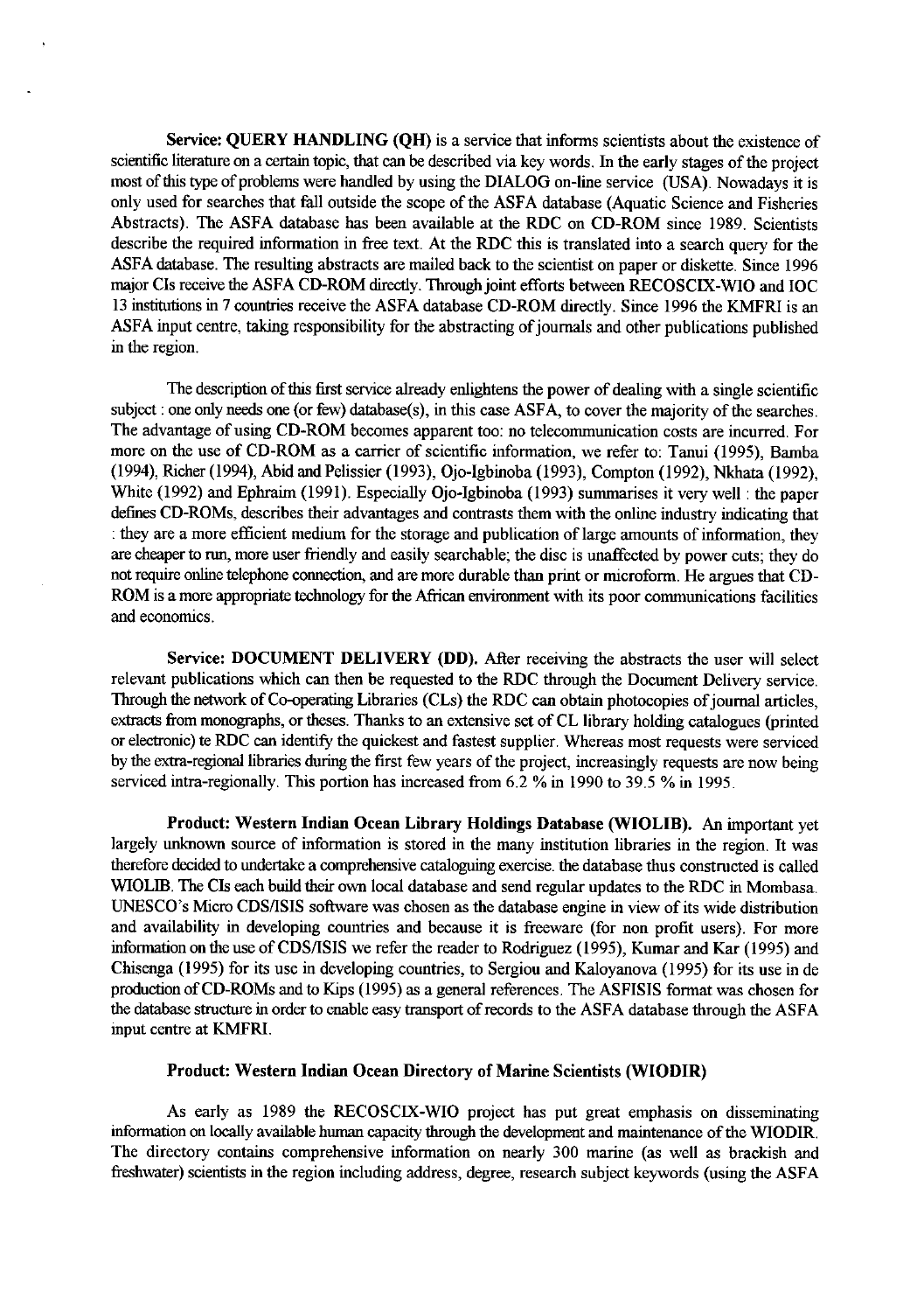**Service: QUERY HANDLING (QH)** is a service that informs scientists about the existence of scientific literature on a certain topic, that can be described via key words. In the early stages of the project most of this type of problems were handled by using the DIALOG on-line service (USA). Nowadays it is only used for searches that fall outside the scope of the ASFA database (Aquatic Science and Fisheries Abstracts). The ASFA database has been available at the RDC on CD-ROM since 1989. Scientists describe the required information in free text. At the RDC this is translated into a search query for the ASFA database. The resulting abstracts are mailed back to the scientist on paper or diskette. Since 1996 major CIs receive the ASFA CD-ROM directly. Through joint efforts between RECOSCIX-WIO and IOC 13 institutions in 7 countries receive the ASFA database CD-ROM directly. Since 1996 the KMFRI is an ASFA input centre, taking responsibility for the abstracting of journals and other publications published in the region.

The description of this first service already enlightens the power of dealing with a single scientific subject : one only needs one (or few) database(s), in this case ASFA, to cover the majority of the searches. The advantage of using CD-ROM becomes apparent too: no telecommunication costs are incurred. For more on the use of CD-ROM as a carrier of scientific information, we refer to: Tanui (1995), Bamba (1994), Richer (1994), Abid and Pelissier (1993), Ojo-Igbinoba (1993), Compton (1992), Nkhata (1992), White (1992) and Ephraim (1991). Especially Ojo-Igbinoba (1993) summarises it very well : the paper defines CD-ROMs, describes their advantages and contrasts them with the online industry indicating that : they are a more efficient medium for the storage and publication of large amounts of information, they are cheaper to run, more user friendly and easily searchable; the disc is unaffected by power cuts; they do not require online telephone connection, and are more durable than print or microform. He argues that CD-ROM is a more appropriate technology for the African environment with its poor communications facilities and economics.

**Service: DOCUMENT DELIVERY (DD).** After receiving the abstracts the user will select relevant publications which can then be requested to the RDC through the Document Delivery service. Through the network of Co-operating Libraries (CLs) the RDC can obtain photocopies of journal articles, extracts from monographs, or theses. Thanks to an extensive set of CL library holding catalogues (printed or electronic) te RDC can identify the quickest and fastest supplier. Whereas most requests were serviced by the extra-regional libraries during the first few years of the project, increasingly requests are now being serviced intra-regionally. This portion has increased from 6.2 % in 1990 to 39.5 % in 1995.

**Product: Western Indian Ocean Library Holdings Database (WIOLIB).** An important yet largely unknown source of information is stored in the many institution libraries in the region. It was therefore decided to undertake a comprehensive cataloguing exercise. the database thus constructed is called WIOLIB. The CIs each build their own local database and send regular updates to the RDC in Mombasa. UNESCO's Micro CDS/ISIS software was chosen as the database engine in view of its wide distribution and availability in developing countries and because it is freeware (for non profit users). For more information on the use of CDS/ISIS we refer the reader to Rodriguez (1995), Kumar and Kar (1995) and Chisenga (1995) for its use in developing countries, to Sergiou and Kaloyanova (1995) for its use in de production of CD-ROMs and to Kips (1995) as a general references. The ASFISIS format was chosen for the database structure in order to enable easy transport of records to the ASFA database through the ASFA input centre at KMFRI.

**Product: Western Indian Ocean Directory of Marine Scientists (WIODIR)**

As early as 1989 the RECOSCIX-WIO project has put great emphasis on disseminating information on locally available human capacity through the development and maintenance of the WIODIR. The directory contains comprehensive information on nearly 300 marine (as well as brackish and freshwater) scientists in the region including address, degree, research subject keywords (using the ASFA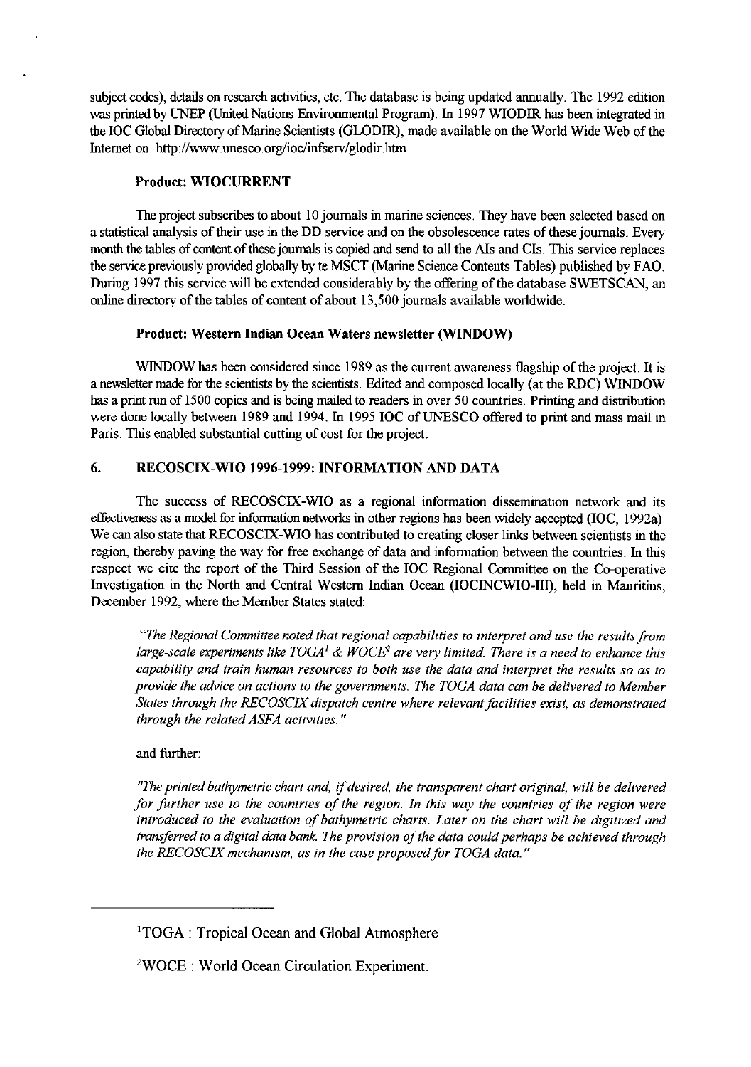subject codes), details on research activities, etc. The database is being updated annually. The 1992 edition was printed by UNEP (United Nations Environmental Program). In 1997 WIODIR has been integrated in the IOC Global Directory of Marine Scientists (GLODIR), made available on the World Wide Web of the Internet on http://www.unesco.org/ioc/infserv/glodir.htm

**Product: WIOCURRENT**

The project subscribes to about 10 journals in marine sciences. They have been selected based on a statistical analysis of their use in the DD service and on the obsolescence rates of these journals. Every month the tables of content of these journals is copied and send to all the AIs and CIs. This service replaces the service previously provided globally by te MSCT (Marine Science Contents Tables) published by FAO. During 1997 this service will be extended considerably by the offering of the database SWETSCAN, an online directory of the tables of content of about 13,500 journals available worldwide.

**Product: Western Indian Ocean Waters newsletter (WINDOW)**

WINDOW has been considered since 1989 as the current awareness flagship of the project. It is a newsletter made for the scientists by the scientists. Edited and composed locally (at the RDC) WINDOW has a print run of 1500 copies and is being mailed to readers in over 50 countries. Printing and distribution were done locally between 1989 and 1994. In 1995 IOC of UNESCO offered to print and mass mail in Paris. This enabled substantial cutting of cost for the project.

## 6. RECOSCIX-WIO 1996-1999: INFORMATION AND DATA

The success of RECOSCIX-WIO as a regional information dissemination network and its effectiveness as a model for information networks in other regions has been widely accepted (IOC, 1992a). We can also state that RECOSCIX-WIO has contributed to creating closer links between scientists in the region, thereby paving the way for free exchange of data and information between the countries. In this respect we cite the report of the Third Session of the IOC Regional Committee on the Co-operative Investigation in the North and Central Western Indian Ocean (IOCINCWIO-III), held in Mauritius, December 1992, where the Member States stated:

*"The Regional Committee noted that regional capabilities to interpret and use the results from large-scale experiments like TOGA[1] & WOCE[2] are very limited. There is a need to enhance this capability and train human resources to both use the data and interpret the results so as to provide the advice on actions to the governments. The TOGA data can be delivered to Member States through the RECOSCIX dispatch centre where relevant facilities exist, as demonstrated through the related ASFA activities."*

and further:

*"The printed bathymetric chart and, if desired, the transparent chart original, will be delivered for further use to the countries of the region. In this way the countries of the region were introduced to the evaluation of bathymetric charts. Later on the chart will be digitized and transferred to a digital data bank. The provision of the data could perhaps be achieved through the RECOSCIX mechanism, as in the case proposed for TOGA data."*

---

[1] TOGA : Tropical Ocean and Global Atmosphere

[2] WOCE : World Ocean Circulation Experiment.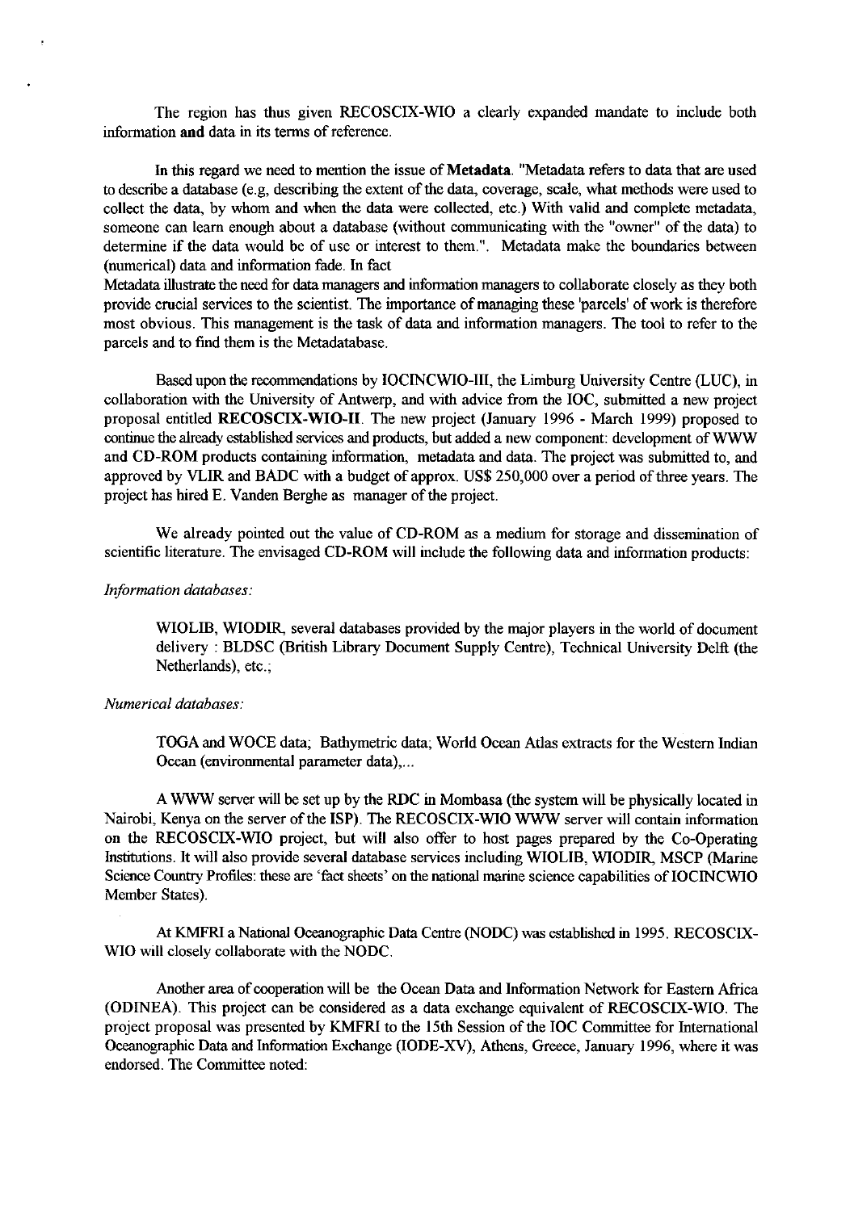The region has thus given RECOSCIX-WIO a clearly expanded mandate to include both information **and** data in its terms of reference.

In this regard we need to mention the issue of **Metadata**. "Metadata refers to data that are used to describe a database (e.g, describing the extent of the data, coverage, scale, what methods were used to collect the data, by whom and when the data were collected, etc.) With valid and complete metadata, someone can learn enough about a database (without communicating with the "owner" of the data) to determine if the data would be of use or interest to them.". Metadata make the boundaries between (numerical) data and information fade. In fact

Metadata illustrate the need for data managers and information managers to collaborate closely as they both provide crucial services to the scientist. The importance of managing these 'parcels' of work is therefore most obvious. This management is the task of data and information managers. The tool to refer to the parcels and to find them is the Metadatabase.

Based upon the recommendations by IOCINCWIO-III, the Limburg University Centre (LUC), in collaboration with the University of Antwerp, and with advice from the IOC, submitted a new project proposal entitled **RECOSCIX-WIO-II**. The new project (January 1996 - March 1999) proposed to continue the already established services and products, but added a new component: development of WWW and CD-ROM products containing information, metadata and data. The project was submitted to, and approved by VLIR and BADC with a budget of approx. US$ 250,000 over a period of three years. The project has hired E. Vanden Berghe as manager of the project.

We already pointed out the value of CD-ROM as a medium for storage and dissemination of scientific literature. The envisaged CD-ROM will include the following data and information products:

*Information databases:*

WIOLIB, WIODIR, several databases provided by the major players in the world of document delivery : BLDSC (British Library Document Supply Centre), Technical University Delft (the Netherlands), etc.;

*Numerical databases:*

TOGA and WOCE data; Bathymetric data; World Ocean Atlas extracts for the Western Indian Ocean (environmental parameter data),...

A WWW server will be set up by the RDC in Mombasa (the system will be physically located in Nairobi, Kenya on the server of the ISP). The RECOSCIX-WIO WWW server will contain information on the RECOSCIX-WIO project, but will also offer to host pages prepared by the Co-Operating Institutions. It will also provide several database services including WIOLIB, WIODIR, MSCP (Marine Science Country Profiles: these are 'fact sheets' on the national marine science capabilities of IOCINCWIO Member States).

At KMFRI a National Oceanographic Data Centre (NODC) was established in 1995. RECOSCIX-WIO will closely collaborate with the NODC.

Another area of cooperation will be the Ocean Data and Information Network for Eastern Africa (ODINEA). This project can be considered as a data exchange equivalent of RECOSCIX-WIO. The project proposal was presented by KMFRI to the 15th Session of the IOC Committee for International Oceanographic Data and Information Exchange (IODE-XV), Athens, Greece, January 1996, where it was endorsed. The Committee noted: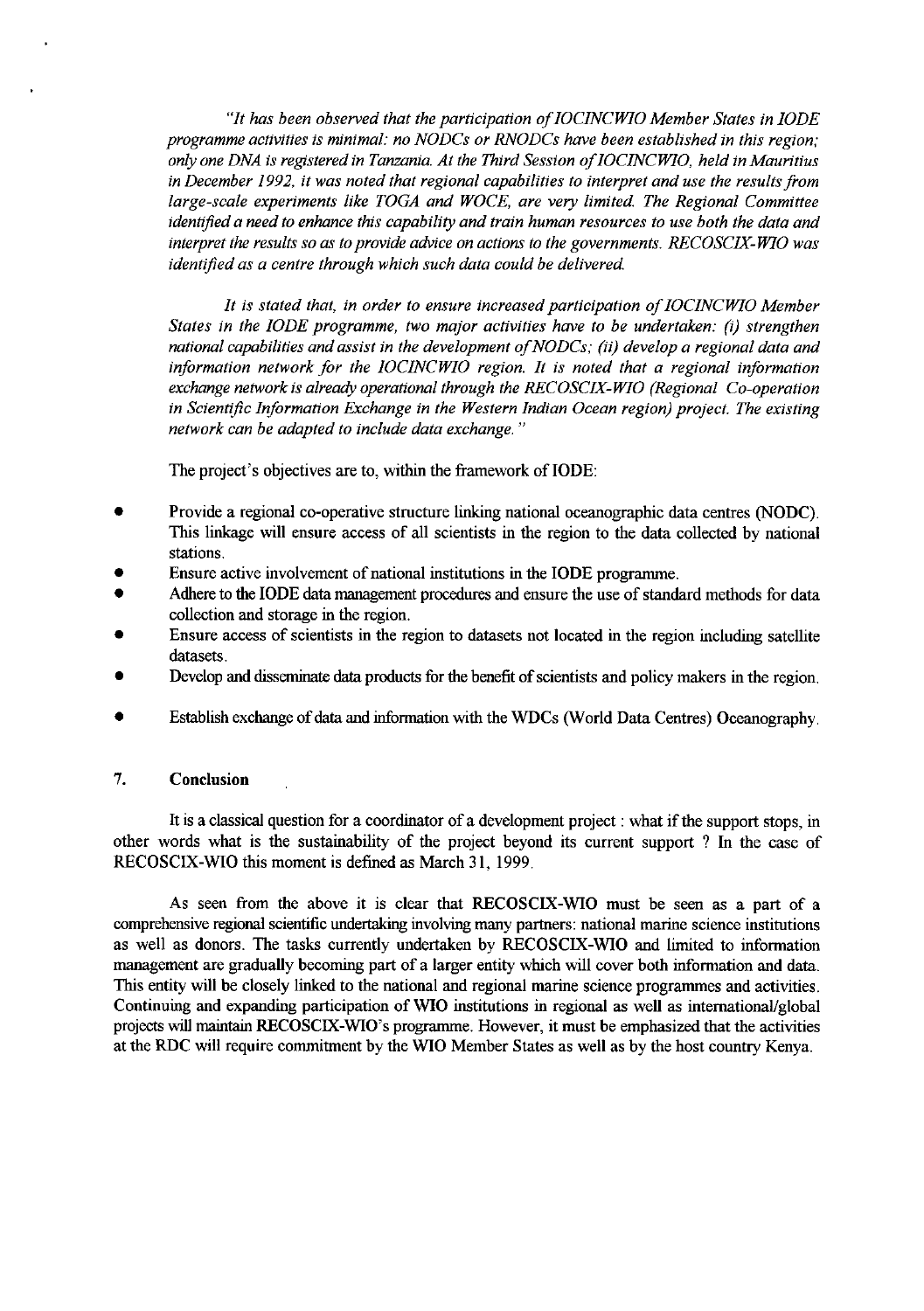*"It has been observed that the participation of IOCINCWIO Member States in IODE programme activities is minimal: no NODCs or RNODCs have been established in this region; only one DNA is registered in Tanzania. At the Third Session of IOCINCWIO, held in Mauritius in December 1992, it was noted that regional capabilities to interpret and use the results from large-scale experiments like TOGA and WOCE, are very limited. The Regional Committee identified a need to enhance this capability and train human resources to use both the data and interpret the results so as to provide advice on actions to the governments. RECOSCIX-WIO was identified as a centre through which such data could be delivered.*

*It is stated that, in order to ensure increased participation of IOCINCWIO Member States in the IODE programme, two major activities have to be undertaken: (i) strengthen national capabilities and assist in the development of NODCs; (ii) develop a regional data and information network for the IOCINCWIO region. It is noted that a regional information exchange network is already operational through the RECOSCIX-WIO (Regional Co-operation in Scientific Information Exchange in the Western Indian Ocean region) project. The existing network can be adapted to include data exchange."*

The project's objectives are to, within the framework of IODE:

- Provide a regional co-operative structure linking national oceanographic data centres (NODC). This linkage will ensure access of all scientists in the region to the data collected by national stations.
- Ensure active involvement of national institutions in the IODE programme.
- Adhere to the IODE data management procedures and ensure the use of standard methods for data collection and storage in the region.
- Ensure access of scientists in the region to datasets not located in the region including satellite datasets.
- Develop and disseminate data products for the benefit of scientists and policy makers in the region.
- Establish exchange of data and information with the WDCs (World Data Centres) Oceanography.

## 7. Conclusion

It is a classical question for a coordinator of a development project : what if the support stops, in other words what is the sustainability of the project beyond its current support ? In the case of RECOSCIX-WIO this moment is defined as March 31, 1999.

As seen from the above it is clear that RECOSCIX-WIO must be seen as a part of a comprehensive regional scientific undertaking involving many partners: national marine science institutions as well as donors. The tasks currently undertaken by RECOSCIX-WIO and limited to information management are gradually becoming part of a larger entity which will cover both information and data. This entity will be closely linked to the national and regional marine science programmes and activities. Continuing and expanding participation of WIO institutions in regional as well as international/global projects will maintain RECOSCIX-WIO's programme. However, it must be emphasized that the activities at the RDC will require commitment by the WIO Member States as well as by the host country Kenya.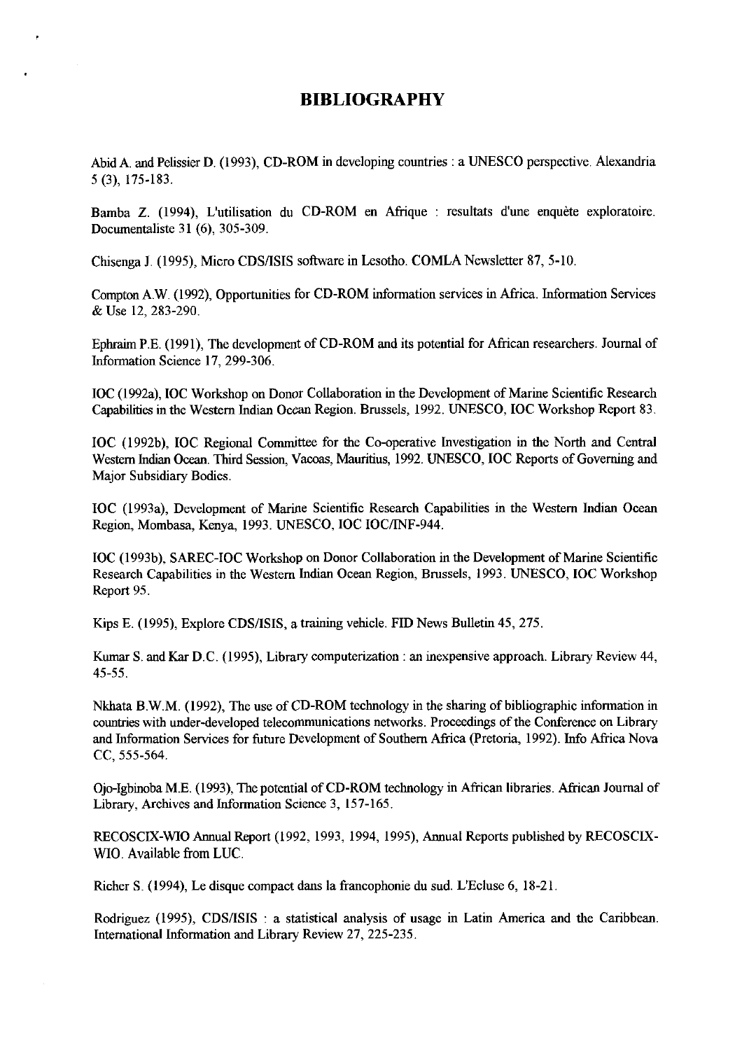# BIBLIOGRAPHY

Abid A. and Pelissier D. (1993), CD-ROM in developing countries : a UNESCO perspective. Alexandria 5 (3), 175-183.

Bamba Z. (1994), L'utilisation du CD-ROM en Afrique : resultats d'une enquête exploratoire. Documentaliste 31 (6), 305-309.

Chisenga J. (1995), Micro CDS/ISIS software in Lesotho. COMLA Newsletter 87, 5-10.

Compton A.W. (1992), Opportunities for CD-ROM information services in Africa. Information Services & Use 12, 283-290.

Ephraim P.E. (1991), The development of CD-ROM and its potential for African researchers. Journal of Information Science 17, 299-306.

IOC (1992a), IOC Workshop on Donor Collaboration in the Development of Marine Scientific Research Capabilities in the Western Indian Ocean Region. Brussels, 1992. UNESCO, IOC Workshop Report 83.

IOC (1992b), IOC Regional Committee for the Co-operative Investigation in the North and Central Western Indian Ocean. Third Session, Vacoas, Mauritius, 1992. UNESCO, IOC Reports of Governing and Major Subsidiary Bodies.

IOC (1993a), Development of Marine Scientific Research Capabilities in the Western Indian Ocean Region, Mombasa, Kenya, 1993. UNESCO, IOC IOC/INF-944.

IOC (1993b), SAREC-IOC Workshop on Donor Collaboration in the Development of Marine Scientific Research Capabilities in the Western Indian Ocean Region, Brussels, 1993. UNESCO, IOC Workshop Report 95.

Kips E. (1995), Explore CDS/ISIS, a training vehicle. FID News Bulletin 45, 275.

Kumar S. and Kar D.C. (1995), Library computerization : an inexpensive approach. Library Review 44, 45-55.

Nkhata B.W.M. (1992), The use of CD-ROM technology in the sharing of bibliographic information in countries with under-developed telecommunications networks. Proceedings of the Conference on Library and Information Services for future Development of Southern Africa (Pretoria, 1992). Info Africa Nova CC, 555-564.

Ojo-Igbinoba M.E. (1993), The potential of CD-ROM technology in African libraries. African Journal of Library, Archives and Information Science 3, 157-165.

RECOSCIX-WIO Annual Report (1992, 1993, 1994, 1995), Annual Reports published by RECOSCIX-WIO. Available from LUC.

Richer S. (1994), Le disque compact dans la francophonie du sud. L'Ecluse 6, 18-21.

Rodriguez (1995), CDS/ISIS : a statistical analysis of usage in Latin America and the Caribbean. International Information and Library Review 27, 225-235.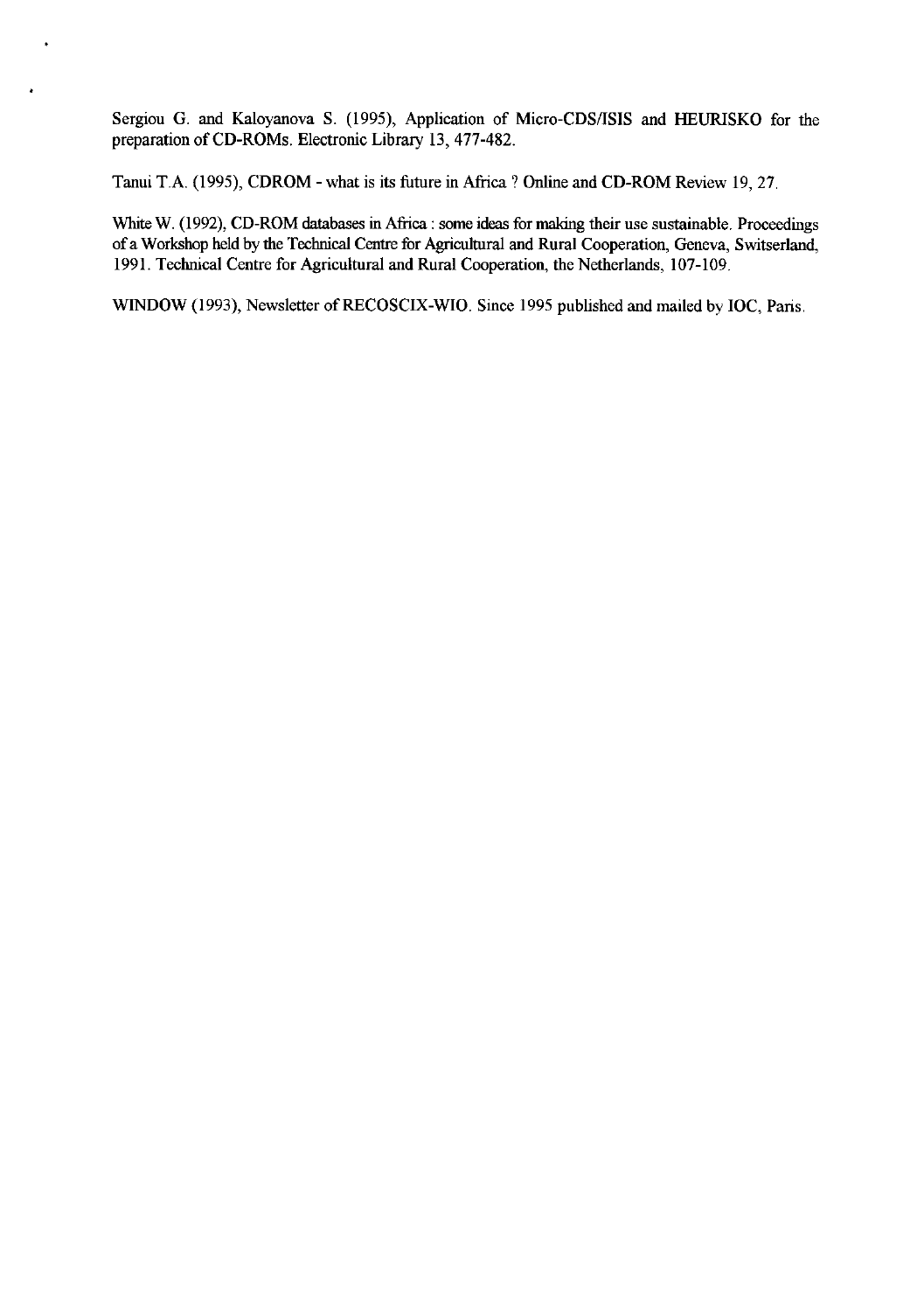Sergiou G. and Kaloyanova S. (1995), Application of Micro-CDS/ISIS and HEURISKO for the preparation of CD-ROMs. Electronic Library 13, 477-482.

Tanui T.A. (1995), CDROM - what is its future in Africa ? Online and CD-ROM Review 19, 27.

White W. (1992), CD-ROM databases in Africa : some ideas for making their use sustainable. Proceedings of a Workshop held by the Technical Centre for Agricultural and Rural Cooperation, Geneva, Switzerland, 1991. Technical Centre for Agricultural and Rural Cooperation, the Netherlands, 107-109.

WINDOW (1993), Newsletter of RECOSCIX-WIO. Since 1995 published and mailed by IOC, Paris.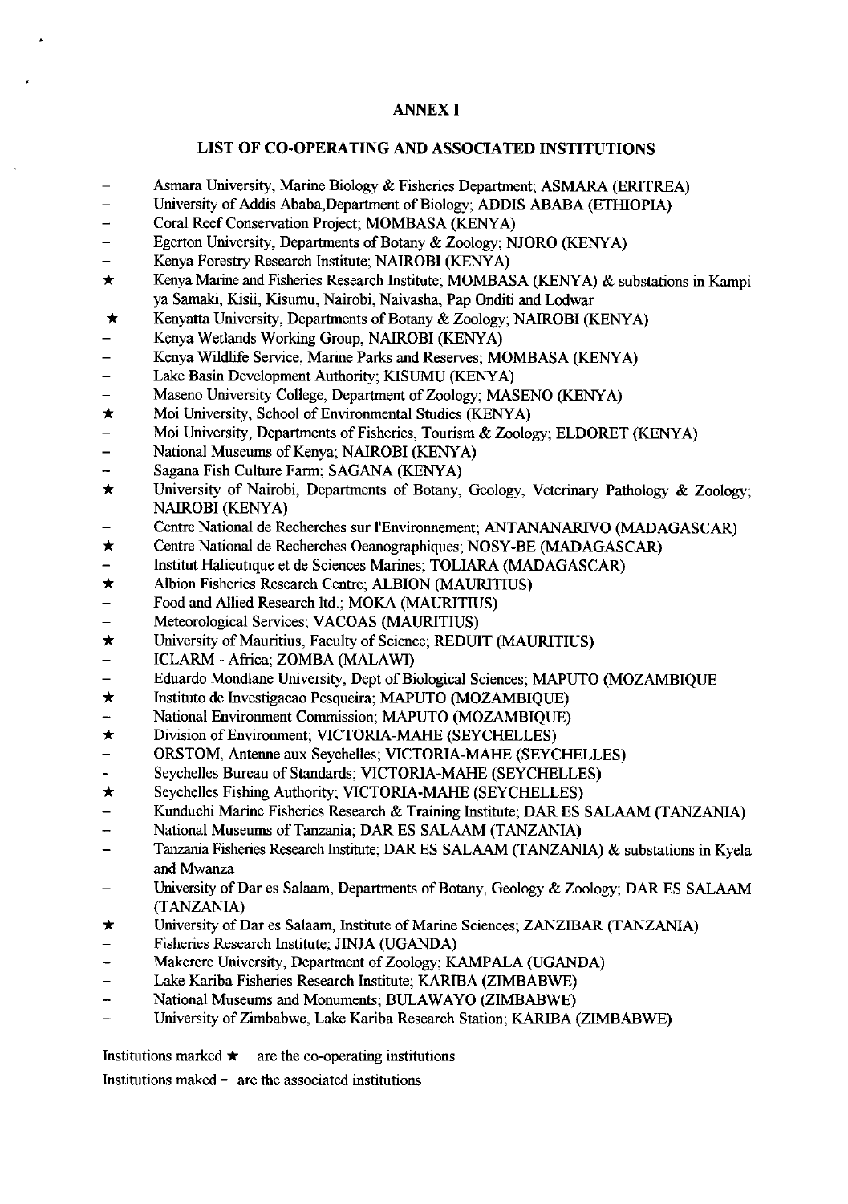# ANNEX I

## LIST OF CO-OPERATING AND ASSOCIATED INSTITUTIONS

- – Asmara University, Marine Biology & Fisheries Department; ASMARA (ERITREA)
- – University of Addis Ababa,Department of Biology; ADDIS ABABA (ETHIOPIA)
- – Coral Reef Conservation Project; MOMBASA (KENYA)
- – Egerton University, Departments of Botany & Zoology; NJORO (KENYA)
- – Kenya Forestry Research Institute; NAIROBI (KENYA)
- ★ Kenya Marine and Fisheries Research Institute; MOMBASA (KENYA) & substations in Kampi ya Samaki, Kisii, Kisumu, Nairobi, Naivasha, Pap Onditi and Lodwar
- ★ Kenyatta University, Departments of Botany & Zoology; NAIROBI (KENYA)
- – Kenya Wetlands Working Group, NAIROBI (KENYA)
- – Kenya Wildlife Service, Marine Parks and Reserves; MOMBASA (KENYA)
- – Lake Basin Development Authority; KISUMU (KENYA)
- – Maseno University College, Department of Zoology; MASENO (KENYA)
- ★ Moi University, School of Environmental Studies (KENYA)
- – Moi University, Departments of Fisheries, Tourism & Zoology; ELDORET (KENYA)
- – National Museums of Kenya; NAIROBI (KENYA)
- – Sagana Fish Culture Farm; SAGANA (KENYA)
- ★ University of Nairobi, Departments of Botany, Geology, Veterinary Pathology & Zoology; NAIROBI (KENYA)
- – Centre National de Recherches sur l'Environnement; ANTANANARIVO (MADAGASCAR)
- ★ Centre National de Recherches Oceanographiques; NOSY-BE (MADAGASCAR)
- – Institut Halieutique et de Sciences Marines; TOLIARA (MADAGASCAR)
- ★ Albion Fisheries Research Centre; ALBION (MAURITIUS)
- – Food and Allied Research ltd.; MOKA (MAURITIUS)
- – Meteorological Services; VACOAS (MAURITIUS)
- ★ University of Mauritius, Faculty of Science; REDUIT (MAURITIUS)
- – ICLARM - Africa; ZOMBA (MALAWI)
- – Eduardo Mondlane University, Dept of Biological Sciences; MAPUTO (MOZAMBIQUE
- ★ Instituto de Investigacao Pesqueira; MAPUTO (MOZAMBIQUE)
- – National Environment Commission; MAPUTO (MOZAMBIQUE)
- ★ Division of Environment; VICTORIA-MAHE (SEYCHELLES)
- – ORSTOM, Antenne aux Seychelles; VICTORIA-MAHE (SEYCHELLES)
- – Seychelles Bureau of Standards; VICTORIA-MAHE (SEYCHELLES)
- ★ Seychelles Fishing Authority; VICTORIA-MAHE (SEYCHELLES)
- – Kunduchi Marine Fisheries Research & Training Institute; DAR ES SALAAM (TANZANIA)
- – National Museums of Tanzania; DAR ES SALAAM (TANZANIA)
- – Tanzania Fisheries Research Institute; DAR ES SALAAM (TANZANIA) & substations in Kyela and Mwanza
- – University of Dar es Salaam, Departments of Botany, Geology & Zoology; DAR ES SALAAM (TANZANIA)
- ★ University of Dar es Salaam, Institute of Marine Sciences; ZANZIBAR (TANZANIA)
- – Fisheries Research Institute; JINJA (UGANDA)
- – Makerere University, Department of Zoology; KAMPALA (UGANDA)
- – Lake Kariba Fisheries Research Institute; KARIBA (ZIMBABWE)
- – National Museums and Monuments; BULAWAYO (ZIMBABWE)
- – University of Zimbabwe, Lake Kariba Research Station; KARIBA (ZIMBABWE)

Institutions marked ★ are the co-operating institutions

Institutions maked – are the associated institutions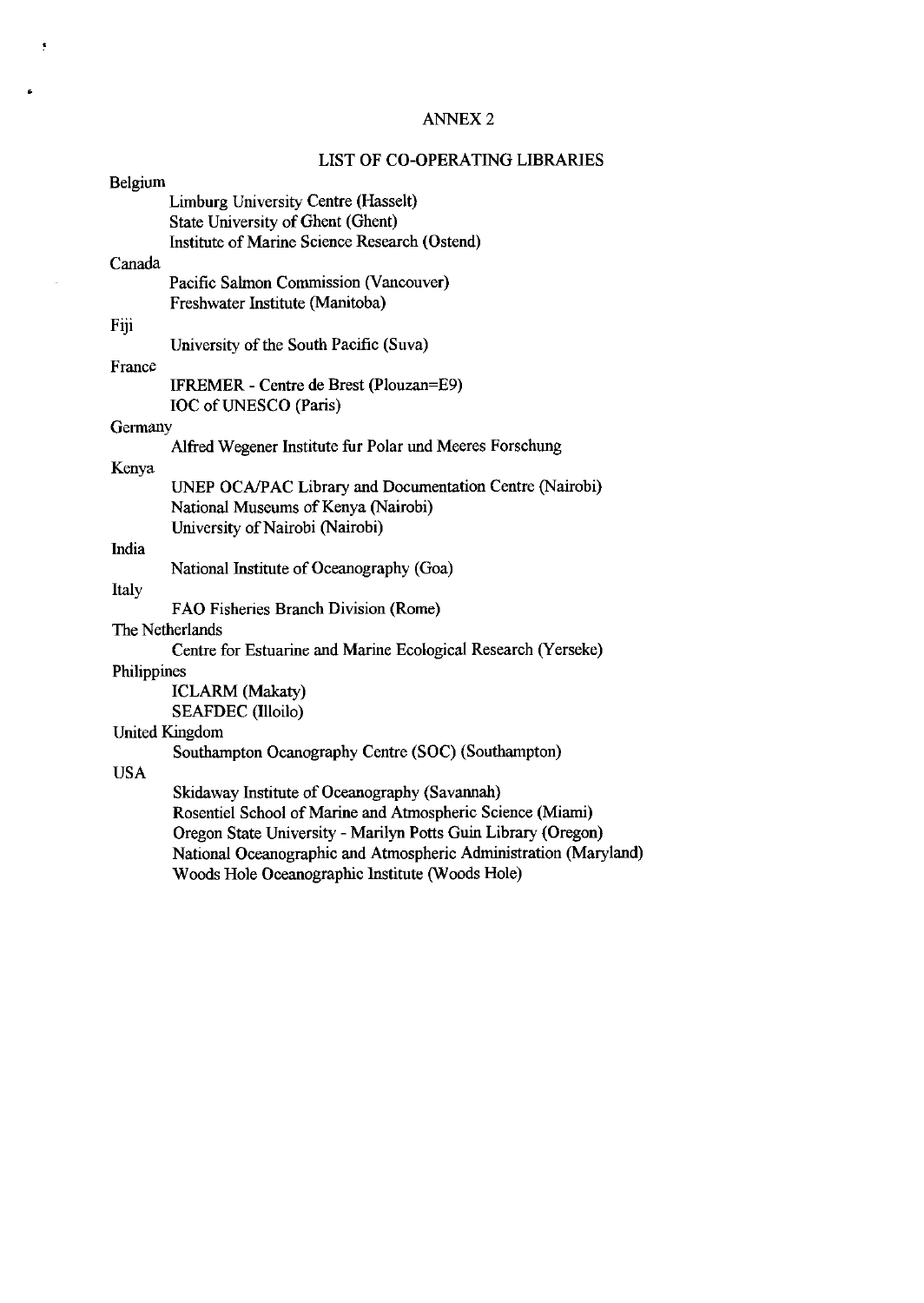# ANNEX 2

## LIST OF CO-OPERATING LIBRARIES

Belgium
- Limburg University Centre (Hasselt)
- State University of Ghent (Ghent)
- Institute of Marine Science Research (Ostend)

Canada
- Pacific Salmon Commission (Vancouver)
- Freshwater Institute (Manitoba)

Fiji
- University of the South Pacific (Suva)

France
- IFREMER - Centre de Brest (Plouzan=E9)
- IOC of UNESCO (Paris)

Germany
- Alfred Wegener Institute fur Polar und Meeres Forschung

Kenya
- UNEP OCA/PAC Library and Documentation Centre (Nairobi)
- National Museums of Kenya (Nairobi)
- University of Nairobi (Nairobi)

India
- National Institute of Oceanography (Goa)

Italy
- FAO Fisheries Branch Division (Rome)

The Netherlands
- Centre for Estuarine and Marine Ecological Research (Yerseke)

Philippines
- ICLARM (Makaty)
- SEAFDEC (Illoilo)

United Kingdom
- Southampton Ocanography Centre (SOC) (Southampton)

USA
- Skidaway Institute of Oceanography (Savannah)
- Rosentiel School of Marine and Atmospheric Science (Miami)
- Oregon State University - Marilyn Potts Guin Library (Oregon)
- National Oceanographic and Atmospheric Administration (Maryland)
- Woods Hole Oceanographic Institute (Woods Hole)